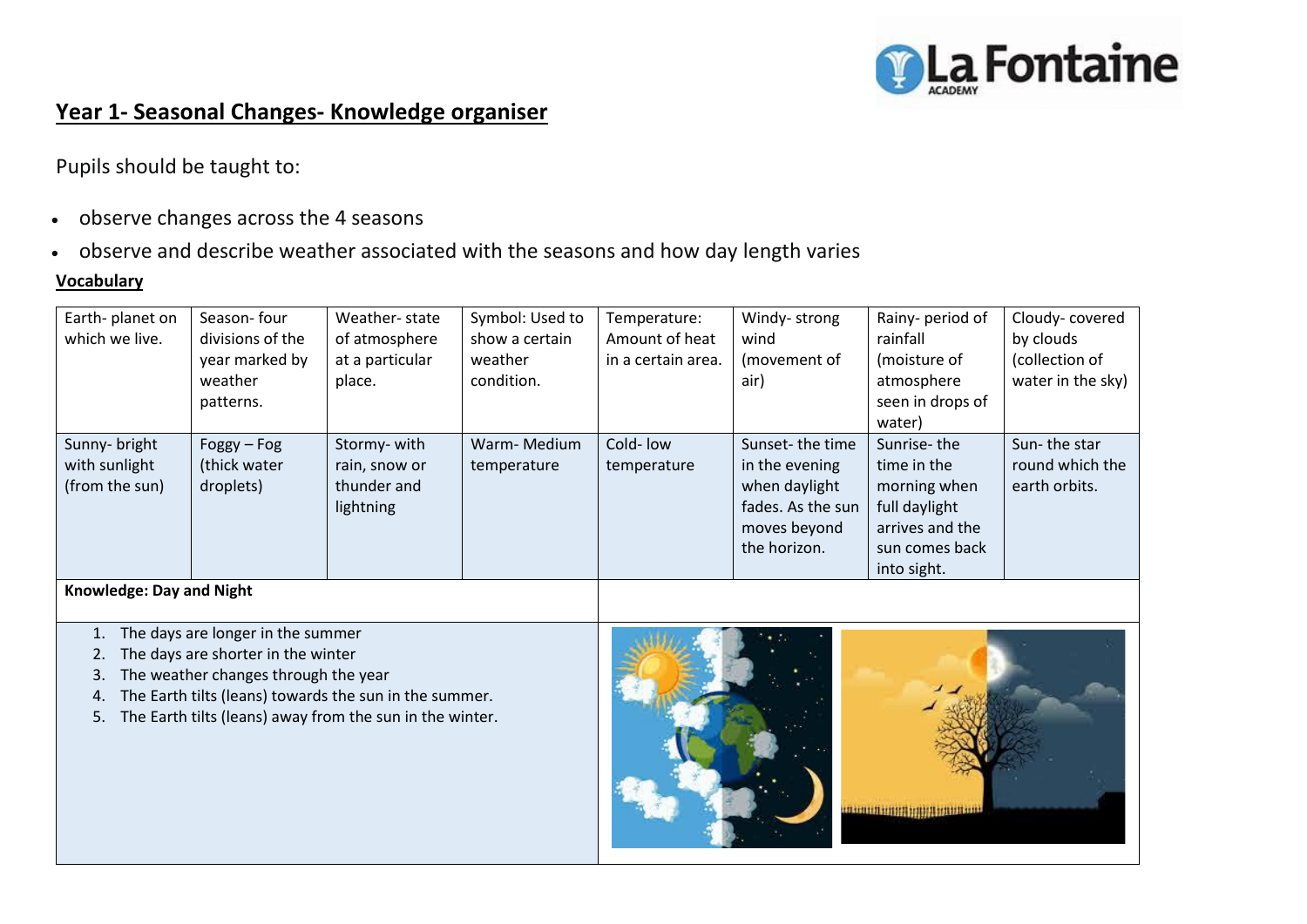## Year 1- Seasonal Changes- Knowledge organiser

Pupils should be taught to:

- observe changes across the 4 seasons
- observe and describe weather associated with the seasons and how day length varies

**Vocabulary**

| Earth- planet on which we live. | Season- four divisions of the year marked by weather patterns. | Weather- state of atmosphere at a particular place. | Symbol: Used to show a certain weather condition. | Temperature: Amount of heat in a certain area. | Windy- strong wind (movement of air) | Rainy- period of rainfall (moisture of atmosphere seen in drops of water) | Cloudy- covered by clouds (collection of water in the sky) |
|---|---|---|---|---|---|---|---|
| Sunny- bright with sunlight (from the sun) | Foggy – Fog (thick water droplets) | Stormy- with rain, snow or thunder and lightning | Warm- Medium temperature | Cold- low temperature | Sunset- the time in the evening when daylight fades. As the sun moves beyond the horizon. | Sunrise- the time in the morning when full daylight arrives and the sun comes back into sight. | Sun- the star round which the earth orbits. |

**Knowledge: Day and Night**

1. The days are longer in the summer
2. The days are shorter in the winter
3. The weather changes through the year
4. The Earth tilts (leans) towards the sun in the summer.
5. The Earth tilts (leans) away from the sun in the winter.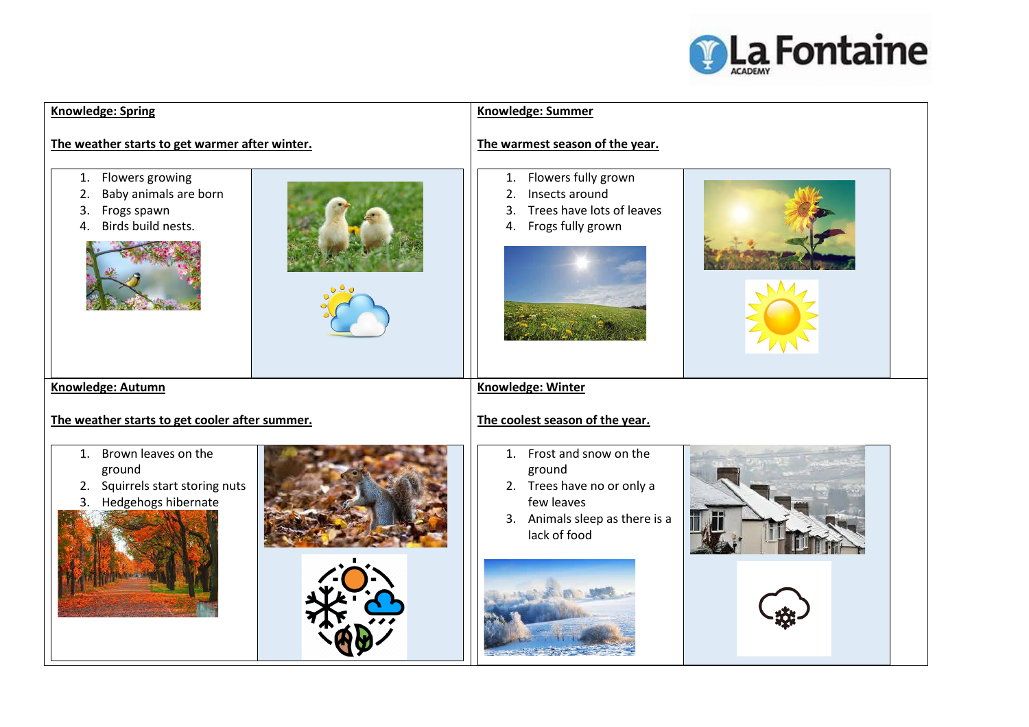**Knowledge: Spring**

**The weather starts to get warmer after winter.**

1. Flowers growing
2. Baby animals are born
3. Frogs spawn
4. Birds build nests.

**Knowledge: Summer**

**The warmest season of the year.**

1. Flowers fully grown
2. Insects around
3. Trees have lots of leaves
4. Frogs fully grown

**Knowledge: Autumn**

**The weather starts to get cooler after summer.**

1. Brown leaves on the ground
2. Squirrels start storing nuts
3. Hedgehogs hibernate

**Knowledge: Winter**

**The coolest season of the year.**

1. Frost and snow on the ground
2. Trees have no or only a few leaves
3. Animals sleep as there is a lack of food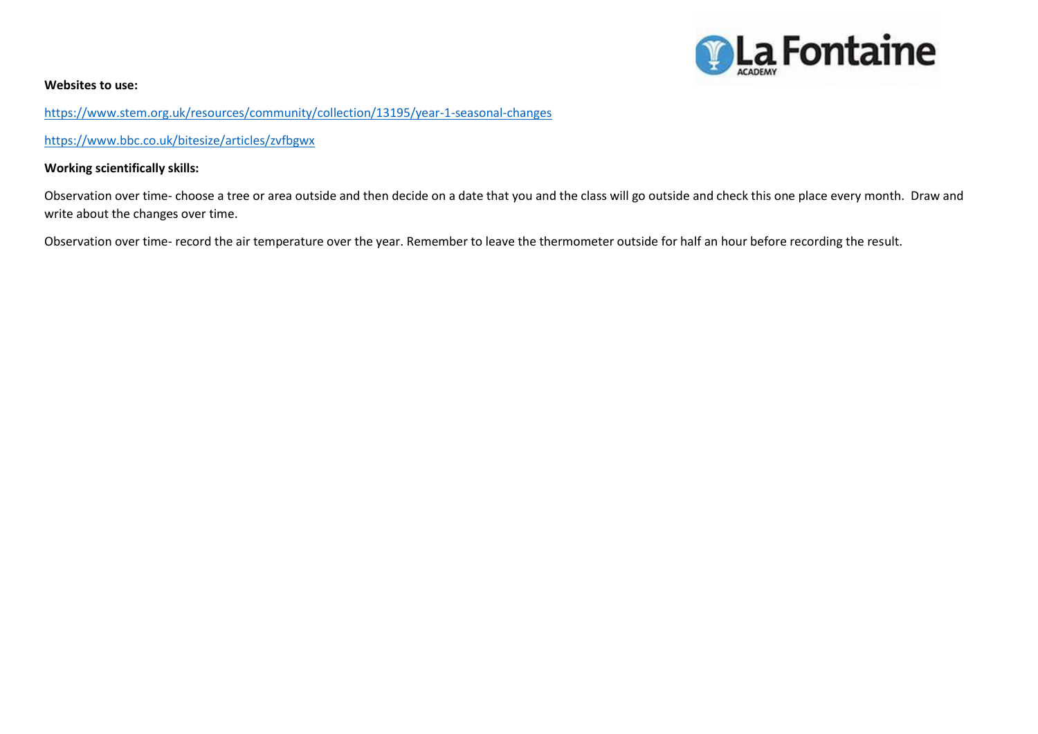**Websites to use:**

https://www.stem.org.uk/resources/community/collection/13195/year-1-seasonal-changes

https://www.bbc.co.uk/bitesize/articles/zvfbgwx

**Working scientifically skills:**

Observation over time- choose a tree or area outside and then decide on a date that you and the class will go outside and check this one place every month. Draw and write about the changes over time.

Observation over time- record the air temperature over the year. Remember to leave the thermometer outside for half an hour before recording the result.